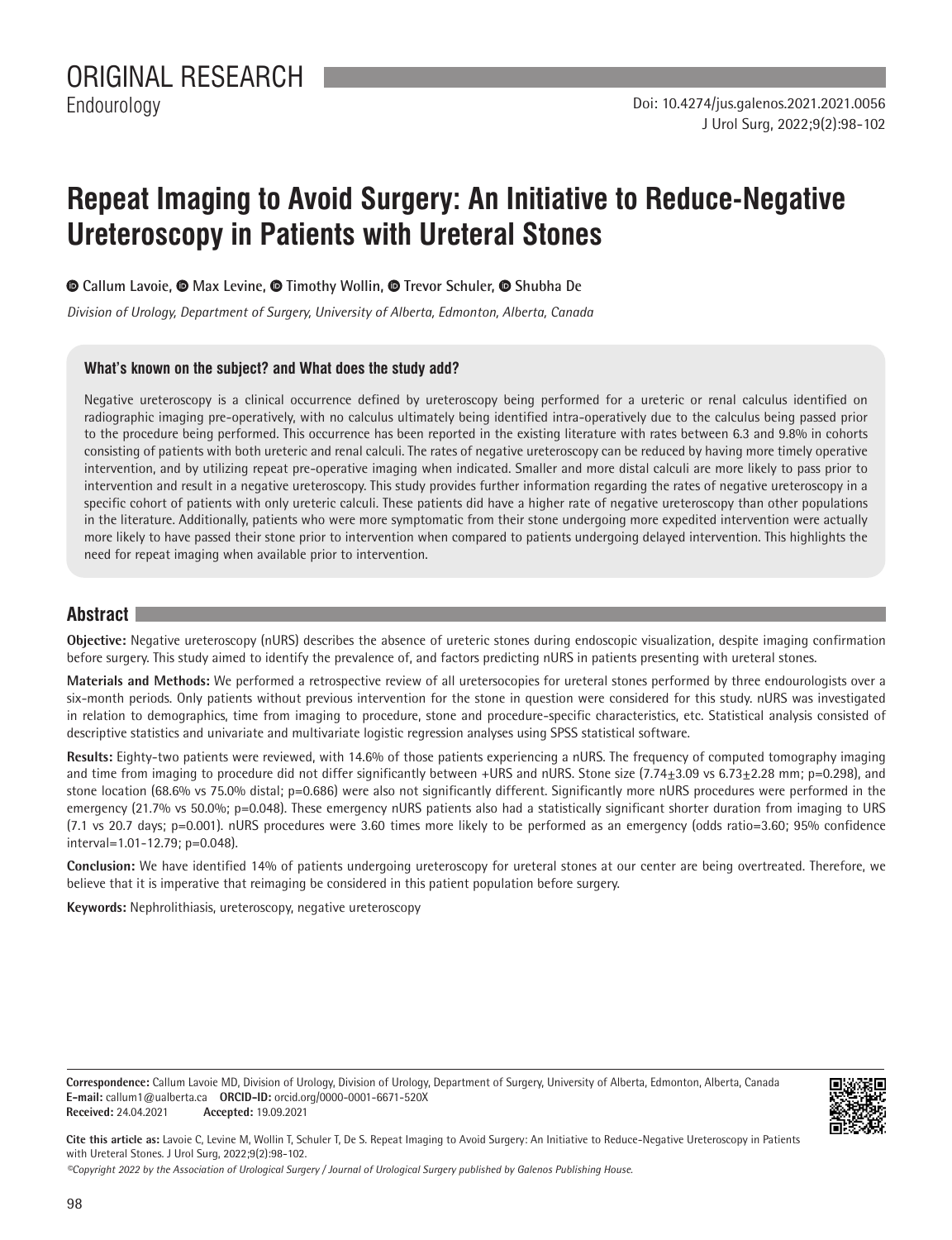# ORIGINAL RESEARCH

Endourology

Doi: 10.4274/jus.galenos.2021.2021.0056

# Repeat Imaging to Avoid Surgery: An Initiative to Reduce-Negative Ureteroscopy in Patients with Ureteral Stones

**Callum Lavoie, Max Levine, Timothy Wollin, Trevor Schuler, Shubha De**

*Division of Urology, Department of Surgery, University of Alberta, Edmonton, Alberta, Canada*

### What's known on the subject? and What does the study add?

Negative ureteroscopy is a clinical occurrence defined by ureteroscopy being performed for a ureteric or renal calculus identified on radiographic imaging pre-operatively, with no calculus ultimately being identified intra-operatively due to the calculus being passed prior to the procedure being performed. This occurrence has been reported in the existing literature with rates between 6.3 and 9.8% in cohorts consisting of patients with both ureteric and renal calculi. The rates of negative ureteroscopy can be reduced by having more timely operative intervention, and by utilizing repeat pre-operative imaging when indicated. Smaller and more distal calculi are more likely to pass prior to intervention and result in a negative ureteroscopy. This study provides further information regarding the rates of negative ureteroscopy in a specific cohort of patients with only ureteric calculi. These patients did have a higher rate of negative ureteroscopy than other populations in the literature. Additionally, patients who were more symptomatic from their stone undergoing more expedited intervention were actually more likely to have passed their stone prior to intervention when compared to patients undergoing delayed intervention. This highlights the need for repeat imaging when available prior to intervention.

## Abstract

**Objective:** Negative ureteroscopy (nURS) describes the absence of ureteric stones during endoscopic visualization, despite imaging confirmation before surgery. This study aimed to identify the prevalence of, and factors predicting nURS in patients presenting with ureteral stones.

**Materials and Methods:** We performed a retrospective review of all uretersocopies for ureteral stones performed by three endourologists over a six-month periods. Only patients without previous intervention for the stone in question were considered for this study. nURS was investigated in relation to demographics, time from imaging to procedure, stone and procedure-specific characteristics, etc. Statistical analysis consisted of descriptive statistics and univariate and multivariate logistic regression analyses using SPSS statistical software.

**Results:** Eighty-two patients were reviewed, with 14.6% of those patients experiencing a nURS. The frequency of computed tomography imaging and time from imaging to procedure did not differ significantly between +URS and nURS. Stone size (7.74±3.09 vs 6.73±2.28 mm; p=0.298), and stone location (68.6% vs 75.0% distal; p=0.686) were also not significantly different. Significantly more nURS procedures were performed in the emergency (21.7% vs 50.0%; p=0.048). These emergency nURS patients also had a statistically significant shorter duration from imaging to URS (7.1 vs 20.7 days; p=0.001). nURS procedures were 3.60 times more likely to be performed as an emergency (odds ratio=3.60; 95% confidence interval=1.01-12.79; p=0.048).

**Conclusion:** We have identified 14% of patients undergoing ureteroscopy for ureteral stones at our center are being overtreated. Therefore, we believe that it is imperative that reimaging be considered in this patient population before surgery.

**Keywords:** Nephrolithiasis, ureteroscopy, negative ureteroscopy

**Correspondence:** Callum Lavoie MD, Division of Urology, Division of Urology, Department of Surgery, University of Alberta, Edmonton, Alberta, Canada
**E-mail:** callum1@ualberta.ca **ORCID-ID:** orcid.org/0000-0001-6671-520X
**Received:** 24.04.2021 **Accepted:** 19.09.2021

**Cite this article as:** Lavoie C, Levine M, Wollin T, Schuler T, De S. Repeat Imaging to Avoid Surgery: An Initiative to Reduce-Negative Ureteroscopy in Patients with Ureteral Stones. J Urol Surg, 2022;9(2):98-102.

*©Copyright 2022 by the Association of Urological Surgery / Journal of Urological Surgery published by Galenos Publishing House.*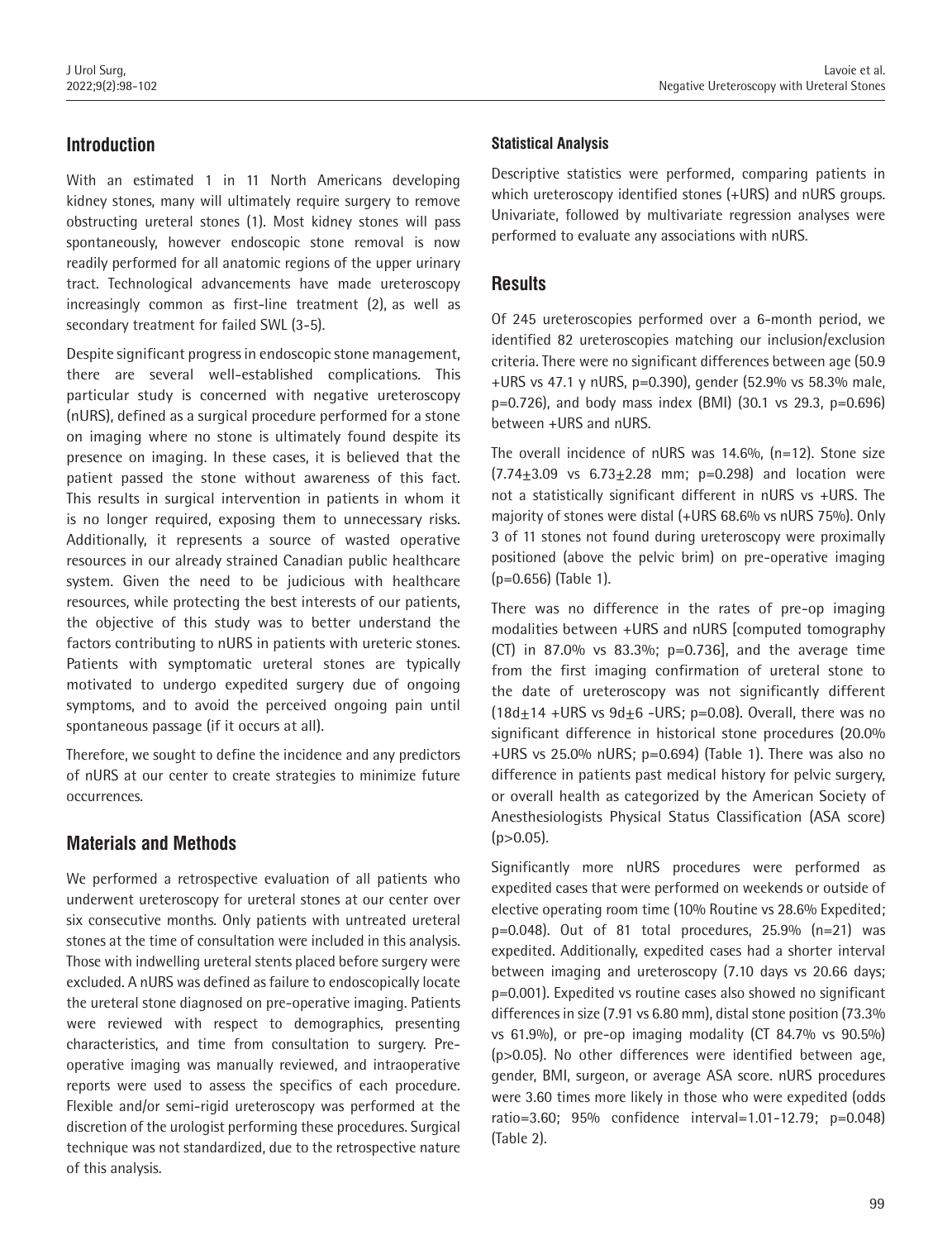## Introduction

With an estimated 1 in 11 North Americans developing kidney stones, many will ultimately require surgery to remove obstructing ureteral stones (1). Most kidney stones will pass spontaneously, however endoscopic stone removal is now readily performed for all anatomic regions of the upper urinary tract. Technological advancements have made ureteroscopy increasingly common as first-line treatment (2), as well as secondary treatment for failed SWL (3-5).

Despite significant progress in endoscopic stone management, there are several well-established complications. This particular study is concerned with negative ureteroscopy (nURS), defined as a surgical procedure performed for a stone on imaging where no stone is ultimately found despite its presence on imaging. In these cases, it is believed that the patient passed the stone without awareness of this fact. This results in surgical intervention in patients in whom it is no longer required, exposing them to unnecessary risks. Additionally, it represents a source of wasted operative resources in our already strained Canadian public healthcare system. Given the need to be judicious with healthcare resources, while protecting the best interests of our patients, the objective of this study was to better understand the factors contributing to nURS in patients with ureteric stones. Patients with symptomatic ureteral stones are typically motivated to undergo expedited surgery due of ongoing symptoms, and to avoid the perceived ongoing pain until spontaneous passage (if it occurs at all).

Therefore, we sought to define the incidence and any predictors of nURS at our center to create strategies to minimize future occurrences.

## Materials and Methods

We performed a retrospective evaluation of all patients who underwent ureteroscopy for ureteral stones at our center over six consecutive months. Only patients with untreated ureteral stones at the time of consultation were included in this analysis. Those with indwelling ureteral stents placed before surgery were excluded. A nURS was defined as failure to endoscopically locate the ureteral stone diagnosed on pre-operative imaging. Patients were reviewed with respect to demographics, presenting characteristics, and time from consultation to surgery. Pre-operative imaging was manually reviewed, and intraoperative reports were used to assess the specifics of each procedure. Flexible and/or semi-rigid ureteroscopy was performed at the discretion of the urologist performing these procedures. Surgical technique was not standardized, due to the retrospective nature of this analysis.

### Statistical Analysis

Descriptive statistics were performed, comparing patients in which ureteroscopy identified stones (+URS) and nURS groups. Univariate, followed by multivariate regression analyses were performed to evaluate any associations with nURS.

## Results

Of 245 ureteroscopies performed over a 6-month period, we identified 82 ureteroscopies matching our inclusion/exclusion criteria. There were no significant differences between age (50.9 +URS vs 47.1 y nURS, p=0.390), gender (52.9% vs 58.3% male, p=0.726), and body mass index (BMI) (30.1 vs 29.3, p=0.696) between +URS and nURS.

The overall incidence of nURS was 14.6%, (n=12). Stone size ($7.74 \pm 3.09$ vs $6.73 \pm 2.28$ mm; p=0.298) and location were not a statistically significant different in nURS vs +URS. The majority of stones were distal (+URS 68.6% vs nURS 75%). Only 3 of 11 stones not found during ureteroscopy were proximally positioned (above the pelvic brim) on pre-operative imaging (p=0.656) (Table 1).

There was no difference in the rates of pre-op imaging modalities between +URS and nURS [computed tomography (CT) in 87.0% vs 83.3%; p=0.736], and the average time from the first imaging confirmation of ureteral stone to the date of ureteroscopy was not significantly different ($18d \pm 14$ +URS vs $9d \pm 6$ -URS; p=0.08). Overall, there was no significant difference in historical stone procedures (20.0% +URS vs 25.0% nURS; p=0.694) (Table 1). There was also no difference in patients past medical history for pelvic surgery, or overall health as categorized by the American Society of Anesthesiologists Physical Status Classification (ASA score) (p>0.05).

Significantly more nURS procedures were performed as expedited cases that were performed on weekends or outside of elective operating room time (10% Routine vs 28.6% Expedited; p=0.048). Out of 81 total procedures, 25.9% (n=21) was expedited. Additionally, expedited cases had a shorter interval between imaging and ureteroscopy (7.10 days vs 20.66 days; p=0.001). Expedited vs routine cases also showed no significant differences in size (7.91 vs 6.80 mm), distal stone position (73.3% vs 61.9%), or pre-op imaging modality (CT 84.7% vs 90.5%) (p>0.05). No other differences were identified between age, gender, BMI, surgeon, or average ASA score. nURS procedures were 3.60 times more likely in those who were expedited (odds ratio=3.60; 95% confidence interval=1.01-12.79; p=0.048) (Table 2).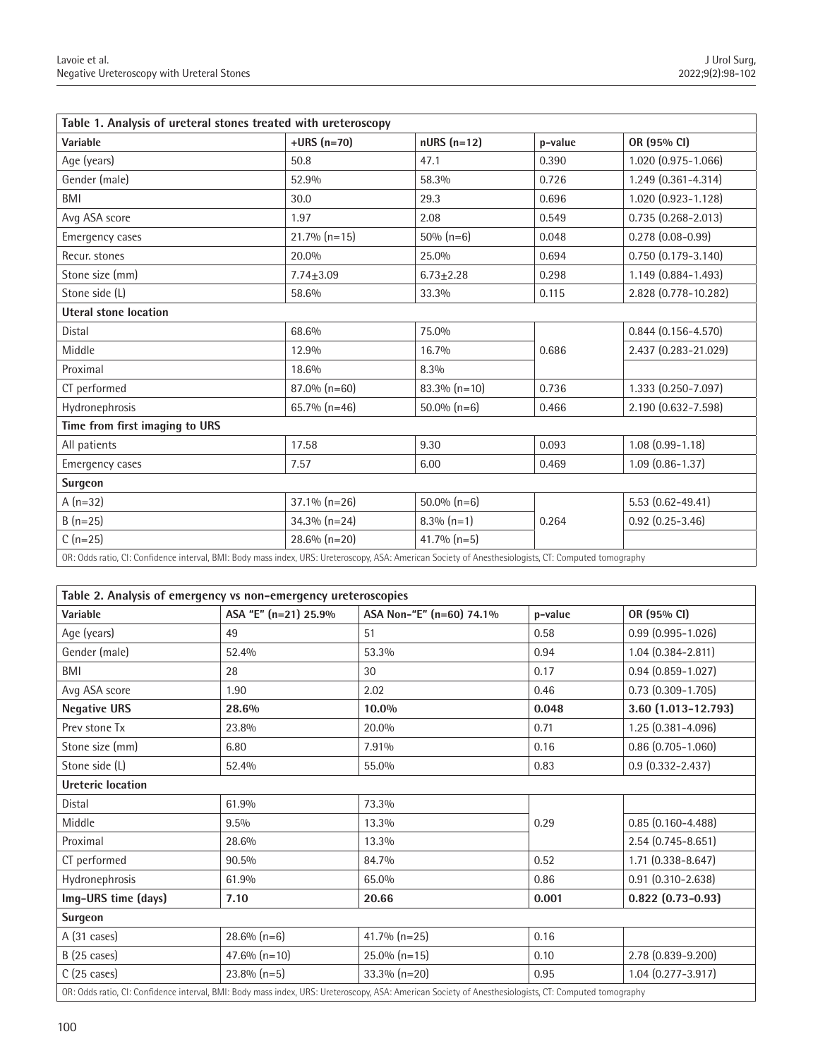| Table 1. Analysis of ureteral stones treated with ureteroscopy | | | | |
|---|---|---|---|---|
| **Variable** | **+URS (n=70)** | **nURS (n=12)** | **p-value** | **OR (95% CI)** |
| Age (years) | 50.8 | 47.1 | 0.390 | 1.020 (0.975-1.066) |
| Gender (male) | 52.9% | 58.3% | 0.726 | 1.249 (0.361-4.314) |
| BMI | 30.0 | 29.3 | 0.696 | 1.020 (0.923-1.128) |
| Avg ASA score | 1.97 | 2.08 | 0.549 | 0.735 (0.268-2.013) |
| Emergency cases | 21.7% (n=15) | 50% (n=6) | 0.048 | 0.278 (0.08-0.99) |
| Recur. stones | 20.0% | 25.0% | 0.694 | 0.750 (0.179-3.140) |
| Stone size (mm) | 7.74±3.09 | 6.73±2.28 | 0.298 | 1.149 (0.884-1.493) |
| Stone side (L) | 58.6% | 33.3% | 0.115 | 2.828 (0.778-10.282) |
| **Uteral stone location** | | | | |
| Distal | 68.6% | 75.0% | | 0.844 (0.156-4.570) |
| Middle | 12.9% | 16.7% | 0.686 | 2.437 (0.283-21.029) |
| Proximal | 18.6% | 8.3% | | |
| CT performed | 87.0% (n=60) | 83.3% (n=10) | 0.736 | 1.333 (0.250-7.097) |
| Hydronephrosis | 65.7% (n=46) | 50.0% (n=6) | 0.466 | 2.190 (0.632-7.598) |
| **Time from first imaging to URS** | | | | |
| All patients | 17.58 | 9.30 | 0.093 | 1.08 (0.99-1.18) |
| Emergency cases | 7.57 | 6.00 | 0.469 | 1.09 (0.86-1.37) |
| **Surgeon** | | | | |
| A (n=32) | 37.1% (n=26) | 50.0% (n=6) | | 5.53 (0.62-49.41) |
| B (n=25) | 34.3% (n=24) | 8.3% (n=1) | 0.264 | 0.92 (0.25-3.46) |
| C (n=25) | 28.6% (n=20) | 41.7% (n=5) | | |

OR: Odds ratio, CI: Confidence interval, BMI: Body mass index, URS: Ureteroscopy, ASA: American Society of Anesthesiologists, CT: Computed tomography

| Table 2. Analysis of emergency vs non-emergency ureteroscopies | | | | |
|---|---|---|---|---|
| **Variable** | **ASA "E" (n=21) 25.9%** | **ASA Non-"E" (n=60) 74.1%** | **p-value** | **OR (95% CI)** |
| Age (years) | 49 | 51 | 0.58 | 0.99 (0.995-1.026) |
| Gender (male) | 52.4% | 53.3% | 0.94 | 1.04 (0.384-2.811) |
| BMI | 28 | 30 | 0.17 | 0.94 (0.859-1.027) |
| Avg ASA score | 1.90 | 2.02 | 0.46 | 0.73 (0.309-1.705) |
| **Negative URS** | **28.6%** | **10.0%** | **0.048** | **3.60 (1.013-12.793)** |
| Prev stone Tx | 23.8% | 20.0% | 0.71 | 1.25 (0.381-4.096) |
| Stone size (mm) | 6.80 | 7.91% | 0.16 | 0.86 (0.705-1.060) |
| Stone side (L) | 52.4% | 55.0% | 0.83 | 0.9 (0.332-2.437) |
| **Ureteric location** | | | | |
| Distal | 61.9% | 73.3% | | |
| Middle | 9.5% | 13.3% | 0.29 | 0.85 (0.160-4.488) |
| Proximal | 28.6% | 13.3% | | 2.54 (0.745-8.651) |
| CT performed | 90.5% | 84.7% | 0.52 | 1.71 (0.338-8.647) |
| Hydronephrosis | 61.9% | 65.0% | 0.86 | 0.91 (0.310-2.638) |
| **Img-URS time (days)** | **7.10** | **20.66** | **0.001** | **0.822 (0.73-0.93)** |
| **Surgeon** | | | | |
| A (31 cases) | 28.6% (n=6) | 41.7% (n=25) | 0.16 | |
| B (25 cases) | 47.6% (n=10) | 25.0% (n=15) | 0.10 | 2.78 (0.839-9.200) |
| C (25 cases) | 23.8% (n=5) | 33.3% (n=20) | 0.95 | 1.04 (0.277-3.917) |

OR: Odds ratio, CI: Confidence interval, BMI: Body mass index, URS: Ureteroscopy, ASA: American Society of Anesthesiologists, CT: Computed tomography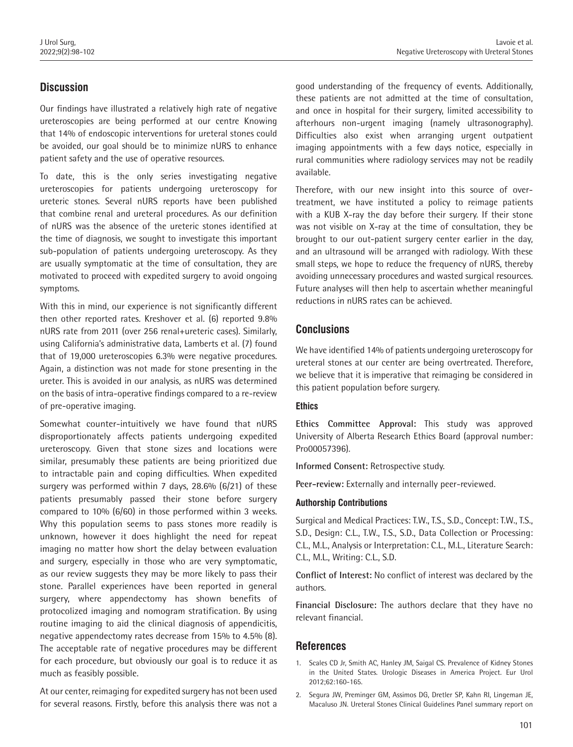## Discussion

Our findings have illustrated a relatively high rate of negative ureteroscopies are being performed at our centre Knowing that 14% of endoscopic interventions for ureteral stones could be avoided, our goal should be to minimize nURS to enhance patient safety and the use of operative resources.

To date, this is the only series investigating negative ureteroscopies for patients undergoing ureteroscopy for ureteric stones. Several nURS reports have been published that combine renal and ureteral procedures. As our definition of nURS was the absence of the ureteric stones identified at the time of diagnosis, we sought to investigate this important sub-population of patients undergoing ureteroscopy. As they are usually symptomatic at the time of consultation, they are motivated to proceed with expedited surgery to avoid ongoing symptoms.

With this in mind, our experience is not significantly different then other reported rates. Kreshover et al. (6) reported 9.8% nURS rate from 2011 (over 256 renal+ureteric cases). Similarly, using California's administrative data, Lamberts et al. (7) found that of 19,000 ureteroscopies 6.3% were negative procedures. Again, a distinction was not made for stone presenting in the ureter. This is avoided in our analysis, as nURS was determined on the basis of intra-operative findings compared to a re-review of pre-operative imaging.

Somewhat counter-intuitively we have found that nURS disproportionately affects patients undergoing expedited ureteroscopy. Given that stone sizes and locations were similar, presumably these patients are being prioritized due to intractable pain and coping difficulties. When expedited surgery was performed within 7 days, 28.6% (6/21) of these patients presumably passed their stone before surgery compared to 10% (6/60) in those performed within 3 weeks. Why this population seems to pass stones more readily is unknown, however it does highlight the need for repeat imaging no matter how short the delay between evaluation and surgery, especially in those who are very symptomatic, as our review suggests they may be more likely to pass their stone. Parallel experiences have been reported in general surgery, where appendectomy has shown benefits of protocolized imaging and nomogram stratification. By using routine imaging to aid the clinical diagnosis of appendicitis, negative appendectomy rates decrease from 15% to 4.5% (8). The acceptable rate of negative procedures may be different for each procedure, but obviously our goal is to reduce it as much as feasibly possible.

At our center, reimaging for expedited surgery has not been used for several reasons. Firstly, before this analysis there was not a good understanding of the frequency of events. Additionally, these patients are not admitted at the time of consultation, and once in hospital for their surgery, limited accessibility to afterhours non-urgent imaging (namely ultrasonography). Difficulties also exist when arranging urgent outpatient imaging appointments with a few days notice, especially in rural communities where radiology services may not be readily available.

Therefore, with our new insight into this source of over-treatment, we have instituted a policy to reimage patients with a KUB X-ray the day before their surgery. If their stone was not visible on X-ray at the time of consultation, they be brought to our out-patient surgery center earlier in the day, and an ultrasound will be arranged with radiology. With these small steps, we hope to reduce the frequency of nURS, thereby avoiding unnecessary procedures and wasted surgical resources. Future analyses will then help to ascertain whether meaningful reductions in nURS rates can be achieved.

## Conclusions

We have identified 14% of patients undergoing ureteroscopy for ureteral stones at our center are being overtreated. Therefore, we believe that it is imperative that reimaging be considered in this patient population before surgery.

### Ethics

**Ethics Committee Approval:** This study was approved University of Alberta Research Ethics Board (approval number: Pro00057396).

**Informed Consent:** Retrospective study.

**Peer-review:** Externally and internally peer-reviewed.

### Authorship Contributions

Surgical and Medical Practices: T.W., T.S., S.D., Concept: T.W., T.S., S.D., Design: C.L., T.W., T.S., S.D., Data Collection or Processing: C.L., M.L., Analysis or Interpretation: C.L., M.L., Literature Search: C.L., M.L., Writing: C.L., S.D.

**Conflict of Interest:** No conflict of interest was declared by the authors.

**Financial Disclosure:** The authors declare that they have no relevant financial.

## References

1. Scales CD Jr, Smith AC, Hanley JM, Saigal CS. Prevalence of Kidney Stones in the United States. Urologic Diseases in America Project. Eur Urol 2012;62:160-165.
2. Segura JW, Preminger GM, Assimos DG, Dretler SP, Kahn RI, Lingeman JE, Macaluso JN. Ureteral Stones Clinical Guidelines Panel summary report on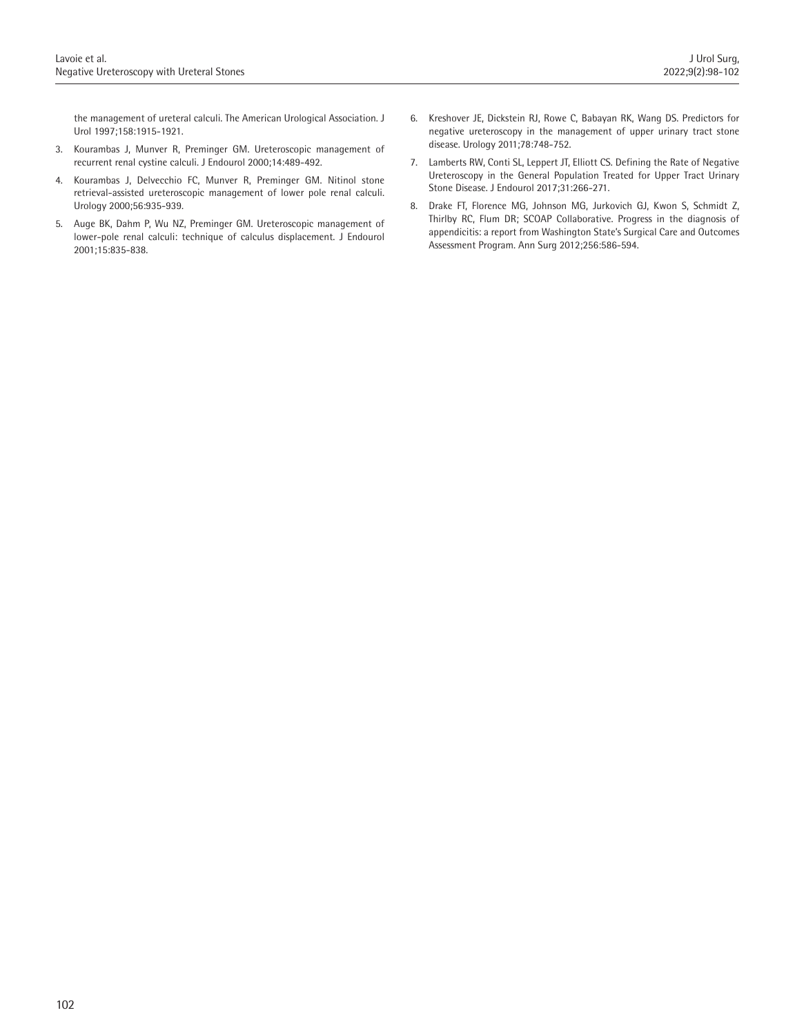the management of ureteral calculi. The American Urological Association. J Urol 1997;158:1915-1921.

3. Kourambas J, Munver R, Preminger GM. Ureteroscopic management of recurrent renal cystine calculi. J Endourol 2000;14:489-492.
4. Kourambas J, Delvecchio FC, Munver R, Preminger GM. Nitinol stone retrieval-assisted ureteroscopic management of lower pole renal calculi. Urology 2000;56:935-939.
5. Auge BK, Dahm P, Wu NZ, Preminger GM. Ureteroscopic management of lower-pole renal calculi: technique of calculus displacement. J Endourol 2001;15:835-838.
6. Kreshover JE, Dickstein RJ, Rowe C, Babayan RK, Wang DS. Predictors for negative ureteroscopy in the management of upper urinary tract stone disease. Urology 2011;78:748-752.
7. Lamberts RW, Conti SL, Leppert JT, Elliott CS. Defining the Rate of Negative Ureteroscopy in the General Population Treated for Upper Tract Urinary Stone Disease. J Endourol 2017;31:266-271.
8. Drake FT, Florence MG, Johnson MG, Jurkovich GJ, Kwon S, Schmidt Z, Thirlby RC, Flum DR; SCOAP Collaborative. Progress in the diagnosis of appendicitis: a report from Washington State's Surgical Care and Outcomes Assessment Program. Ann Surg 2012;256:586-594.